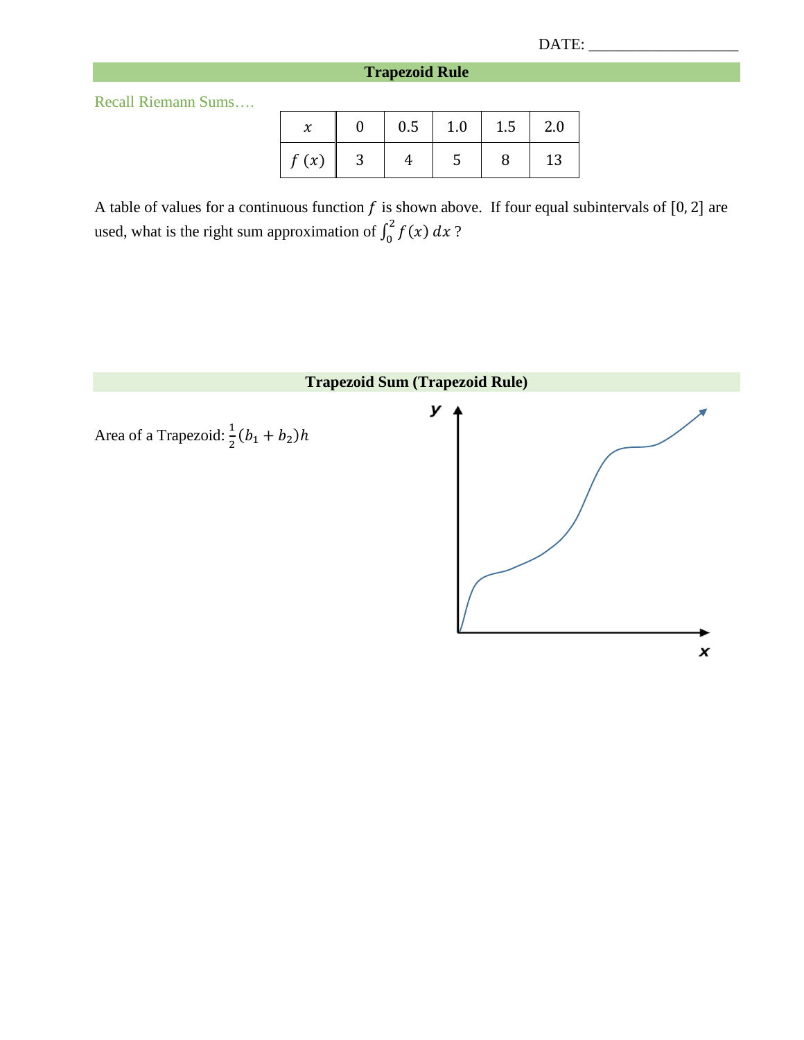DATE: ___________________

## Trapezoid Rule

Recall Riemann Sums….

| $x$ | 0 | 0.5 | 1.0 | 1.5 | 2.0 |
|---|---|---|---|---|---|
| $f(x)$ | 3 | 4 | 5 | 8 | 13 |

A table of values for a continuous function $f$ is shown above. If four equal subintervals of $[0, 2]$ are used, what is the right sum approximation of $\int_0^2 f(x)\,dx$ ?

## Trapezoid Sum (Trapezoid Rule)

Area of a Trapezoid: $\frac{1}{2}(b_1 + b_2)h$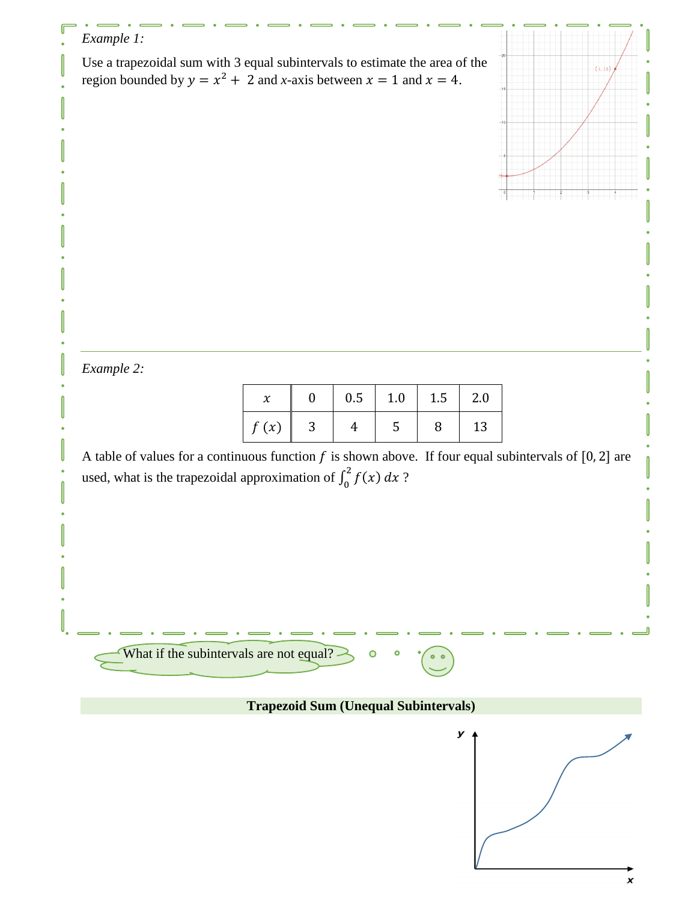*Example 1:*

Use a trapezoidal sum with 3 equal subintervals to estimate the area of the region bounded by $y = x^2 + 2$ and $x$-axis between $x = 1$ and $x = 4$.

---

*Example 2:*

| $x$ | 0 | 0.5 | 1.0 | 1.5 | 2.0 |
|---|---|---|---|---|---|
| $f(x)$ | 3 | 4 | 5 | 8 | 13 |

A table of values for a continuous function $f$ is shown above. If four equal subintervals of $[0, 2]$ are used, what is the trapezoidal approximation of $\int_0^2 f(x)\, dx$ ?

What if the subintervals are not equal?

**Trapezoid Sum (Unequal Subintervals)**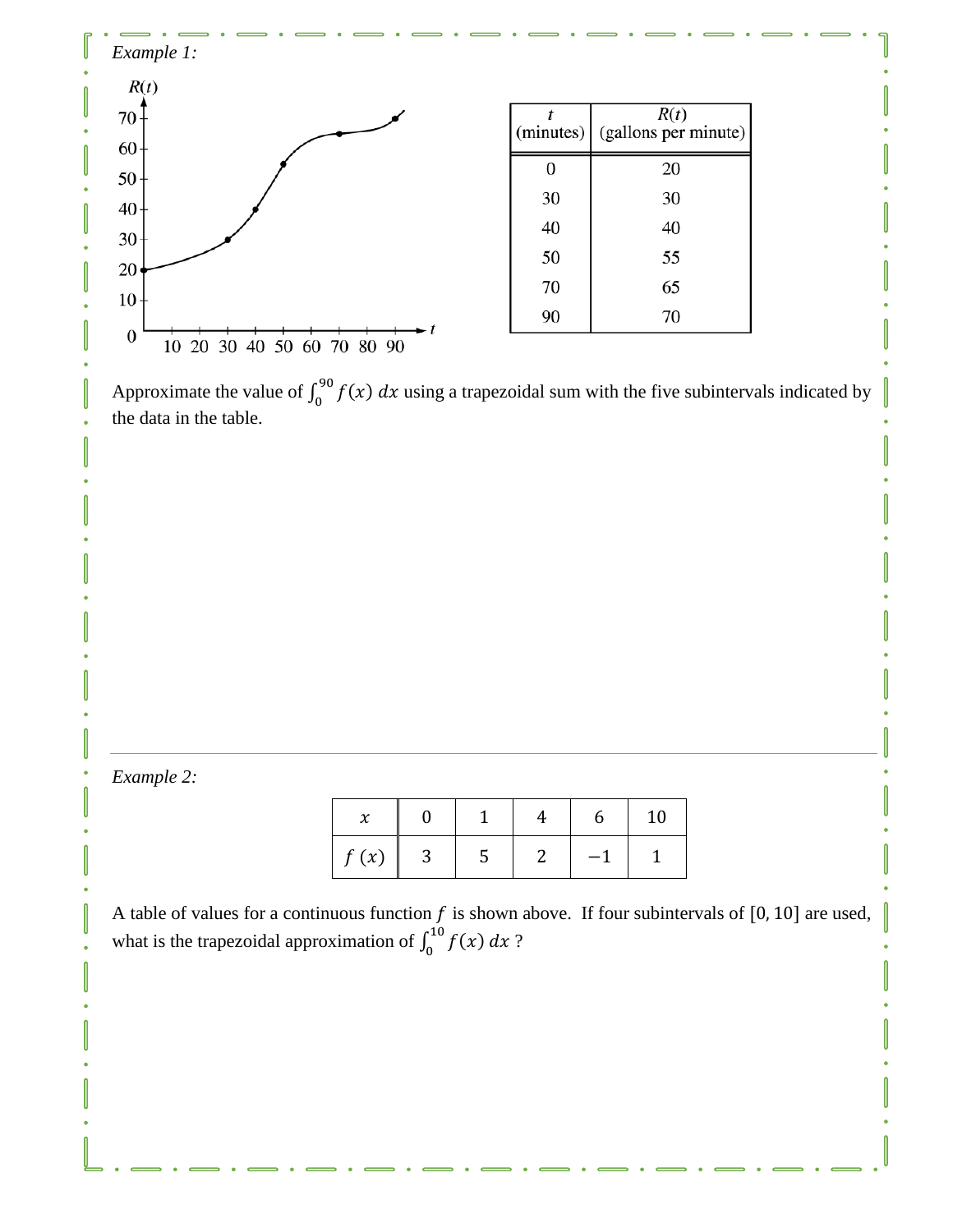*Example 1:*

$R(t)$

70
60
50
40
30
20
10
0

10 20 30 40 50 60 70 80 90

$t$

| $t$ (minutes) | $R(t)$ (gallons per minute) |
|---|---|
| 0 | 20 |
| 30 | 30 |
| 40 | 40 |
| 50 | 55 |
| 70 | 65 |
| 90 | 70 |

Approximate the value of $\int_0^{90} f(x)\, dx$ using a trapezoidal sum with the five subintervals indicated by the data in the table.

---

*Example 2:*

| $x$ | 0 | 1 | 4 | 6 | 10 |
|---|---|---|---|---|---|
| $f\,(x)$ | 3 | 5 | 2 | $-1$ | 1 |

A table of values for a continuous function $f$ is shown above. If four subintervals of $[0, 10]$ are used, what is the trapezoidal approximation of $\int_0^{10} f(x)\, dx$ ?